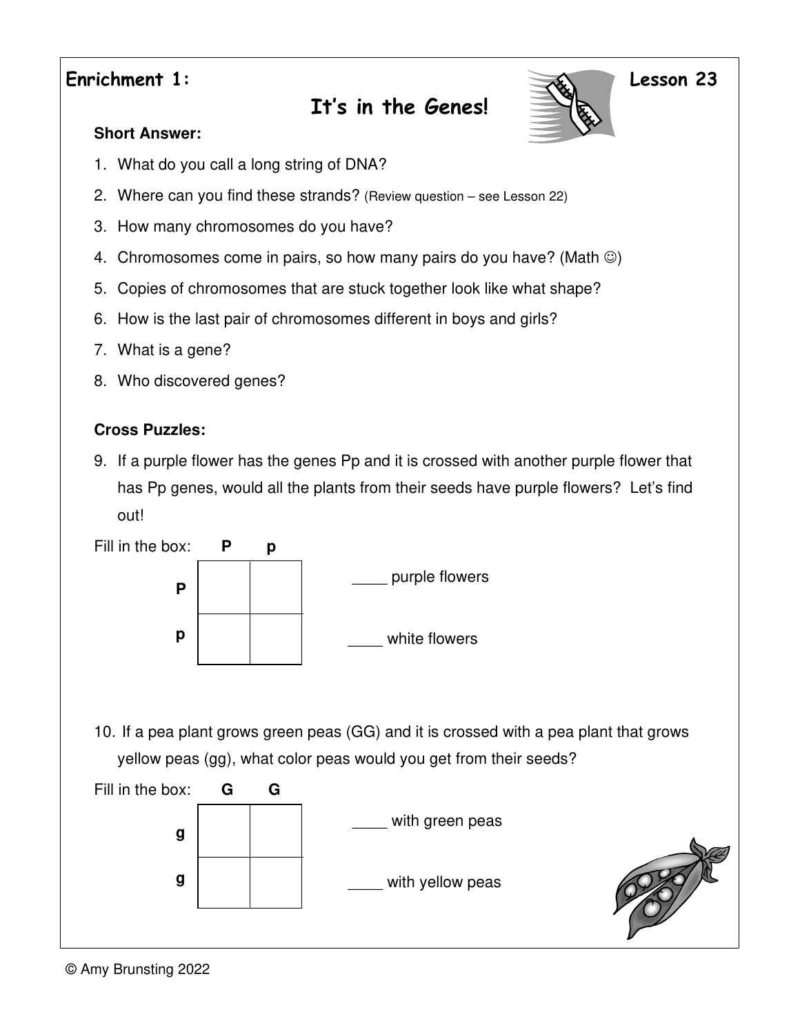**Enrichment 1:** **Lesson 23**

# It's in the Genes!

**Short Answer:**

1. What do you call a long string of DNA?
2. Where can you find these strands? (Review question – see Lesson 22)
3. How many chromosomes do you have?
4. Chromosomes come in pairs, so how many pairs do you have? (Math ☺)
5. Copies of chromosomes that are stuck together look like what shape?
6. How is the last pair of chromosomes different in boys and girls?
7. What is a gene?
8. Who discovered genes?

**Cross Puzzles:**

9. If a purple flower has the genes Pp and it is crossed with another purple flower that has Pp genes, would all the plants from their seeds have purple flowers? Let's find out!

Fill in the box:

| | P | p |
|---|---|---|
| **P** | | |
| **p** | | |

____ purple flowers

____ white flowers

10. If a pea plant grows green peas (GG) and it is crossed with a pea plant that grows yellow peas (gg), what color peas would you get from their seeds?

Fill in the box:

| | G | G |
|---|---|---|
| **g** | | |
| **g** | | |

____ with green peas

____ with yellow peas

© Amy Brunsting 2022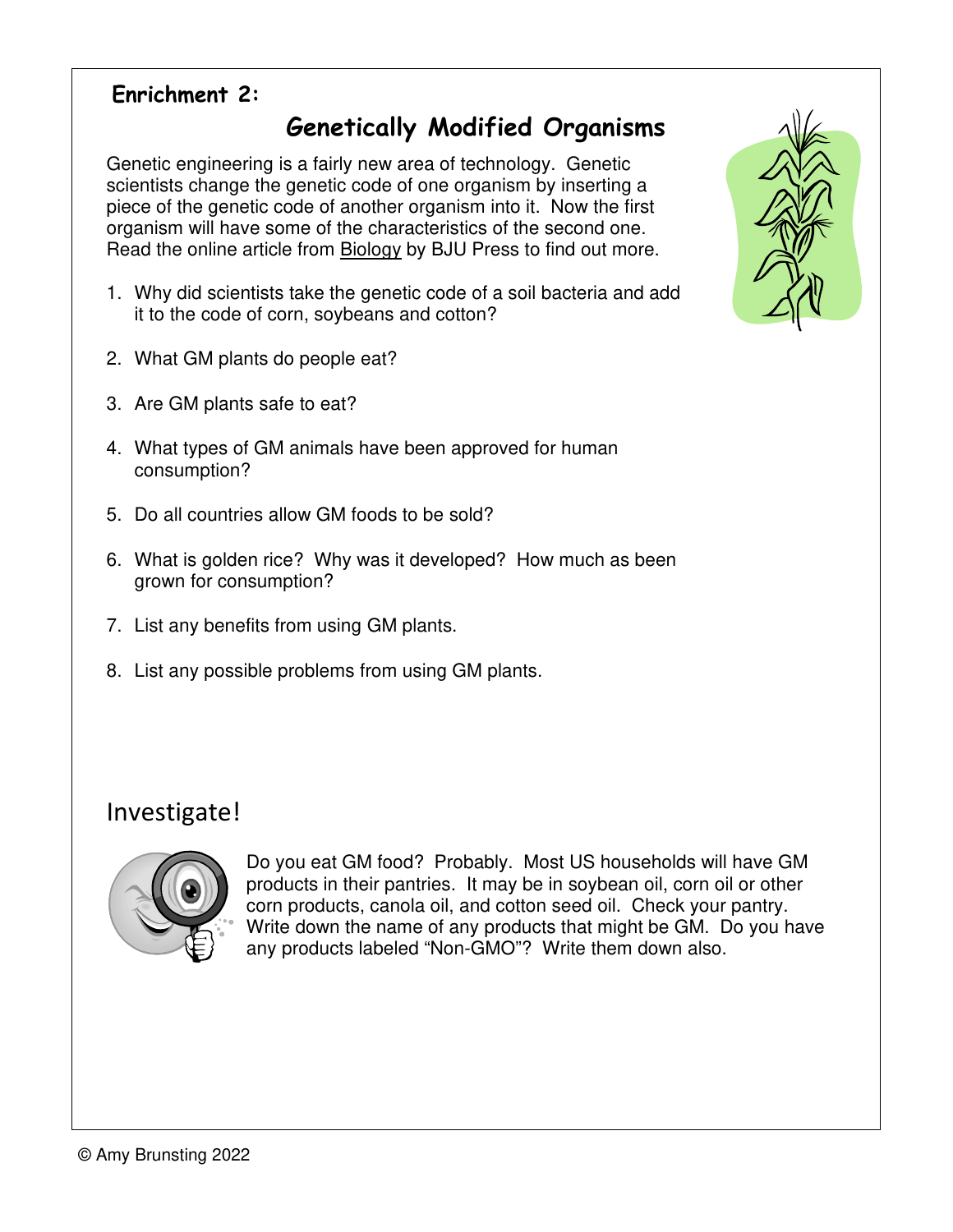**Enrichment 2:**

## Genetically Modified Organisms

Genetic engineering is a fairly new area of technology. Genetic scientists change the genetic code of one organism by inserting a piece of the genetic code of another organism into it. Now the first organism will have some of the characteristics of the second one. Read the online article from Biology by BJU Press to find out more.

1. Why did scientists take the genetic code of a soil bacteria and add it to the code of corn, soybeans and cotton?
2. What GM plants do people eat?
3. Are GM plants safe to eat?
4. What types of GM animals have been approved for human consumption?
5. Do all countries allow GM foods to be sold?
6. What is golden rice? Why was it developed? How much as been grown for consumption?
7. List any benefits from using GM plants.
8. List any possible problems from using GM plants.

## Investigate!

Do you eat GM food? Probably. Most US households will have GM products in their pantries. It may be in soybean oil, corn oil or other corn products, canola oil, and cotton seed oil. Check your pantry. Write down the name of any products that might be GM. Do you have any products labeled "Non-GMO"? Write them down also.

© Amy Brunsting 2022